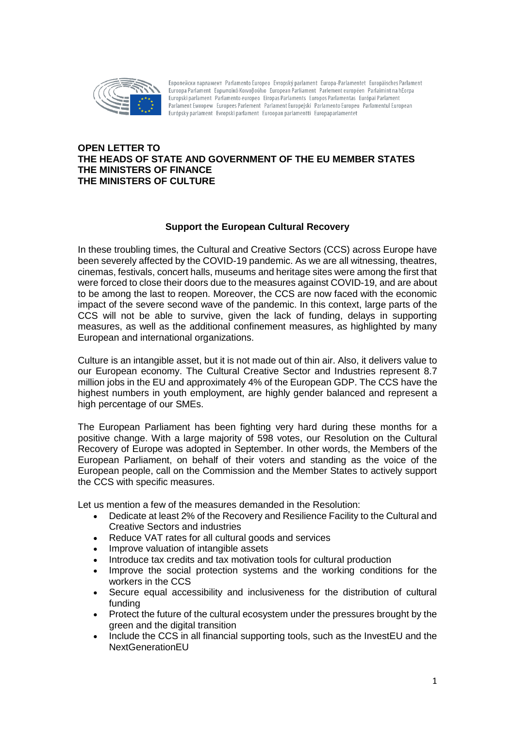Европейски парламент Parlamento Europeo Evropský parlament Europa-Parlamentet Europäisches Parlament Euroopa Parlament Ευρωπαϊκό Κοινοβούλιο European Parliament Parlement européen Parlaimint na hEorpa Europski parlament Parlamento europeo Eiropas Parlaments Europos Parlamentas Európai Parlament Parlament Ewropew Europees Parlement Parlament Europejski Parlamento Europeu Parlamentul European Európsky parlament Evropski parlament Euroopan parlamentti Europaparlamentet

**OPEN LETTER TO**
**THE HEADS OF STATE AND GOVERNMENT OF THE EU MEMBER STATES**
**THE MINISTERS OF FINANCE**
**THE MINISTERS OF CULTURE**

## Support the European Cultural Recovery

In these troubling times, the Cultural and Creative Sectors (CCS) across Europe have been severely affected by the COVID-19 pandemic. As we are all witnessing, theatres, cinemas, festivals, concert halls, museums and heritage sites were among the first that were forced to close their doors due to the measures against COVID-19, and are about to be among the last to reopen. Moreover, the CCS are now faced with the economic impact of the severe second wave of the pandemic. In this context, large parts of the CCS will not be able to survive, given the lack of funding, delays in supporting measures, as well as the additional confinement measures, as highlighted by many European and international organizations.

Culture is an intangible asset, but it is not made out of thin air. Also, it delivers value to our European economy. The Cultural Creative Sector and Industries represent 8.7 million jobs in the EU and approximately 4% of the European GDP. The CCS have the highest numbers in youth employment, are highly gender balanced and represent a high percentage of our SMEs.

The European Parliament has been fighting very hard during these months for a positive change. With a large majority of 598 votes, our Resolution on the Cultural Recovery of Europe was adopted in September. In other words, the Members of the European Parliament, on behalf of their voters and standing as the voice of the European people, call on the Commission and the Member States to actively support the CCS with specific measures.

Let us mention a few of the measures demanded in the Resolution:

- Dedicate at least 2% of the Recovery and Resilience Facility to the Cultural and Creative Sectors and industries
- Reduce VAT rates for all cultural goods and services
- Improve valuation of intangible assets
- Introduce tax credits and tax motivation tools for cultural production
- Improve the social protection systems and the working conditions for the workers in the CCS
- Secure equal accessibility and inclusiveness for the distribution of cultural funding
- Protect the future of the cultural ecosystem under the pressures brought by the green and the digital transition
- Include the CCS in all financial supporting tools, such as the InvestEU and the NextGenerationEU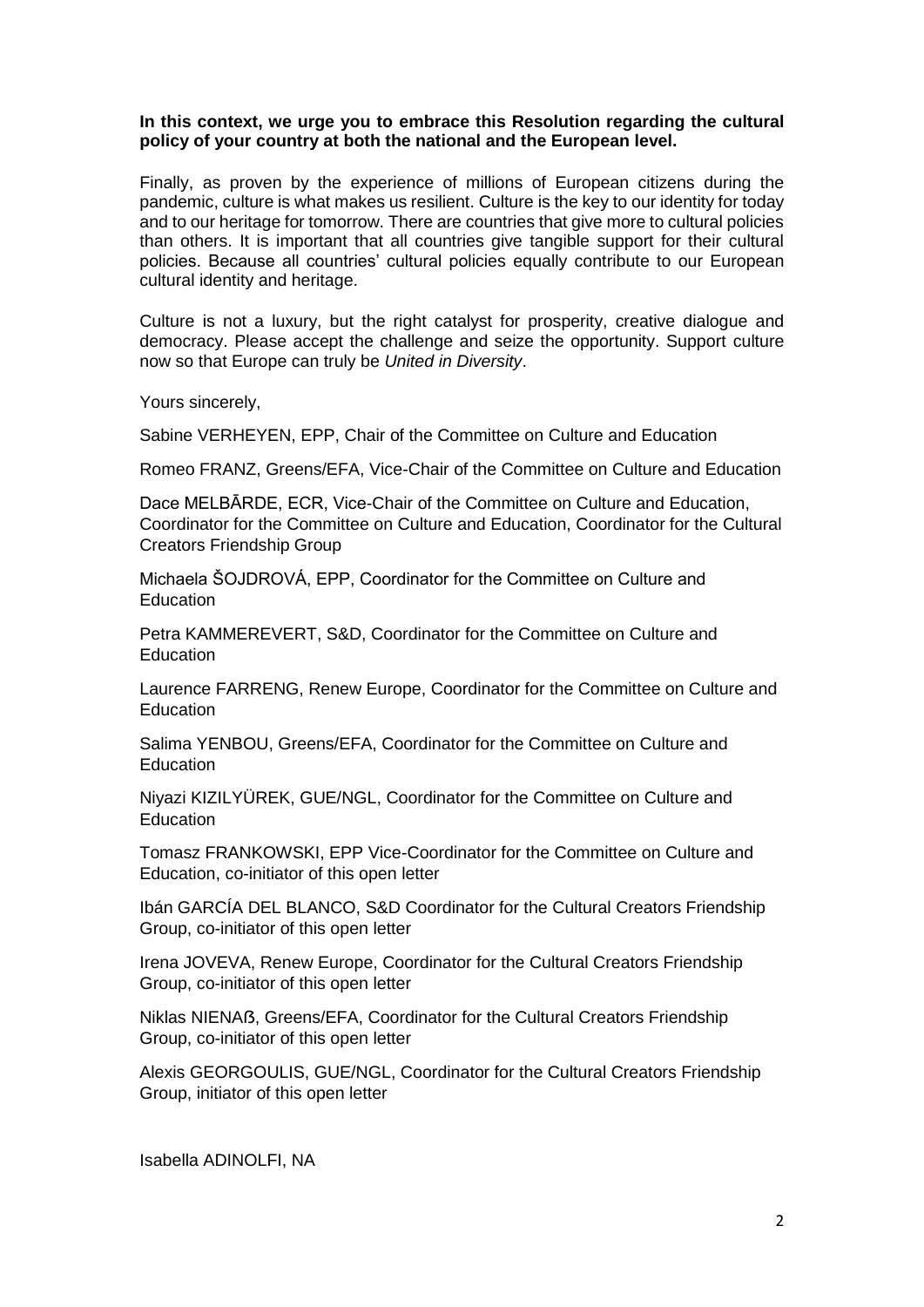**In this context, we urge you to embrace this Resolution regarding the cultural policy of your country at both the national and the European level.**

Finally, as proven by the experience of millions of European citizens during the pandemic, culture is what makes us resilient. Culture is the key to our identity for today and to our heritage for tomorrow. There are countries that give more to cultural policies than others. It is important that all countries give tangible support for their cultural policies. Because all countries' cultural policies equally contribute to our European cultural identity and heritage.

Culture is not a luxury, but the right catalyst for prosperity, creative dialogue and democracy. Please accept the challenge and seize the opportunity. Support culture now so that Europe can truly be *United in Diversity*.

Yours sincerely,

Sabine VERHEYEN, EPP, Chair of the Committee on Culture and Education

Romeo FRANZ, Greens/EFA, Vice-Chair of the Committee on Culture and Education

Dace MELBĀRDE, ECR, Vice-Chair of the Committee on Culture and Education, Coordinator for the Committee on Culture and Education, Coordinator for the Cultural Creators Friendship Group

Michaela ŠOJDROVÁ, EPP, Coordinator for the Committee on Culture and Education

Petra KAMMEREVERT, S&D, Coordinator for the Committee on Culture and Education

Laurence FARRENG, Renew Europe, Coordinator for the Committee on Culture and Education

Salima YENBOU, Greens/EFA, Coordinator for the Committee on Culture and Education

Niyazi KIZILYÜREK, GUE/NGL, Coordinator for the Committee on Culture and Education

Tomasz FRANKOWSKI, EPP Vice-Coordinator for the Committee on Culture and Education, co-initiator of this open letter

Ibán GARCÍA DEL BLANCO, S&D Coordinator for the Cultural Creators Friendship Group, co-initiator of this open letter

Irena JOVEVA, Renew Europe, Coordinator for the Cultural Creators Friendship Group, co-initiator of this open letter

Niklas NIENAß, Greens/EFA, Coordinator for the Cultural Creators Friendship Group, co-initiator of this open letter

Alexis GEORGOULIS, GUE/NGL, Coordinator for the Cultural Creators Friendship Group, initiator of this open letter

Isabella ADINOLFI, NA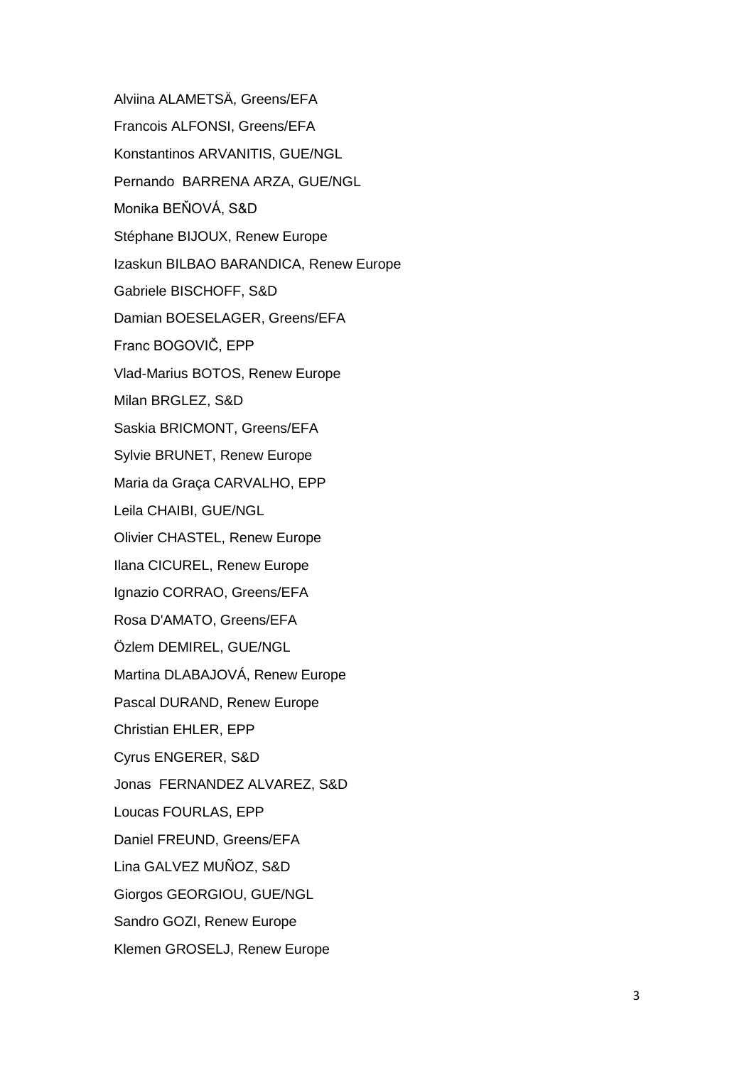Alviina ALAMETSÄ, Greens/EFA

Francois ALFONSI, Greens/EFA

Konstantinos ARVANITIS, GUE/NGL

Pernando  BARRENA ARZA, GUE/NGL

Monika BEŇOVÁ, S&D

Stéphane BIJOUX, Renew Europe

Izaskun BILBAO BARANDICA, Renew Europe

Gabriele BISCHOFF, S&D

Damian BOESELAGER, Greens/EFA

Franc BOGOVIČ, EPP

Vlad-Marius BOTOS, Renew Europe

Milan BRGLEZ, S&D

Saskia BRICMONT, Greens/EFA

Sylvie BRUNET, Renew Europe

Maria da Graça CARVALHO, EPP

Leila CHAIBI, GUE/NGL

Olivier CHASTEL, Renew Europe

Ilana CICUREL, Renew Europe

Ignazio CORRAO, Greens/EFA

Rosa D'AMATO, Greens/EFA

Özlem DEMIREL, GUE/NGL

Martina DLABAJOVÁ, Renew Europe

Pascal DURAND, Renew Europe

Christian EHLER, EPP

Cyrus ENGERER, S&D

Jonas  FERNANDEZ ALVAREZ, S&D

Loucas FOURLAS, EPP

Daniel FREUND, Greens/EFA

Lina GALVEZ MUÑOZ, S&D

Giorgos GEORGIOU, GUE/NGL

Sandro GOZI, Renew Europe

Klemen GROSELJ, Renew Europe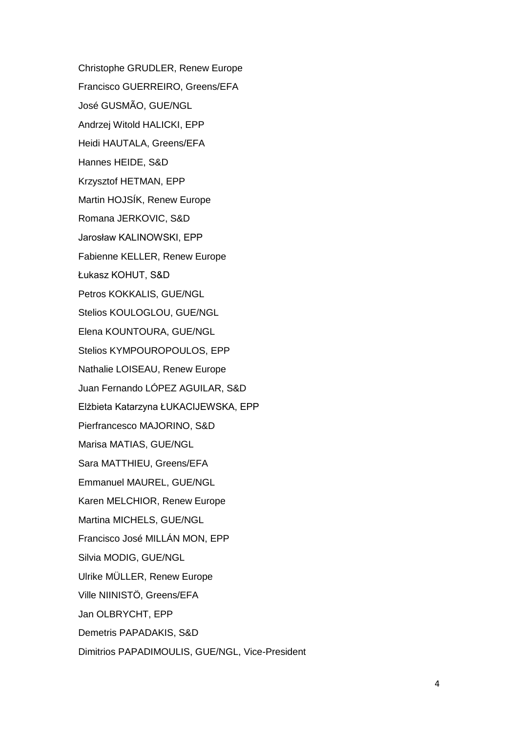Christophe GRUDLER, Renew Europe

Francisco GUERREIRO, Greens/EFA

José GUSMÃO, GUE/NGL

Andrzej Witold HALICKI, EPP

Heidi HAUTALA, Greens/EFA

Hannes HEIDE, S&D

Krzysztof HETMAN, EPP

Martin HOJSÍK, Renew Europe

Romana JERKOVIC, S&D

Jarosław KALINOWSKI, EPP

Fabienne KELLER, Renew Europe

Łukasz KOHUT, S&D

Petros KOKKALIS, GUE/NGL

Stelios KOULOGLOU, GUE/NGL

Elena KOUNTOURA, GUE/NGL

Stelios KYMPOUROPOULOS, EPP

Nathalie LOISEAU, Renew Europe

Juan Fernando LÓPEZ AGUILAR, S&D

Elżbieta Katarzyna ŁUKACIJEWSKA, EPP

Pierfrancesco MAJORINO, S&D

Marisa MATIAS, GUE/NGL

Sara MATTHIEU, Greens/EFA

Emmanuel MAUREL, GUE/NGL

Karen MELCHIOR, Renew Europe

Martina MICHELS, GUE/NGL

Francisco José MILLÁN MON, EPP

Silvia MODIG, GUE/NGL

Ulrike MÜLLER, Renew Europe

Ville NIINISTÖ, Greens/EFA

Jan OLBRYCHT, EPP

Demetris PAPADAKIS, S&D

Dimitrios PAPADIMOULIS, GUE/NGL, Vice-President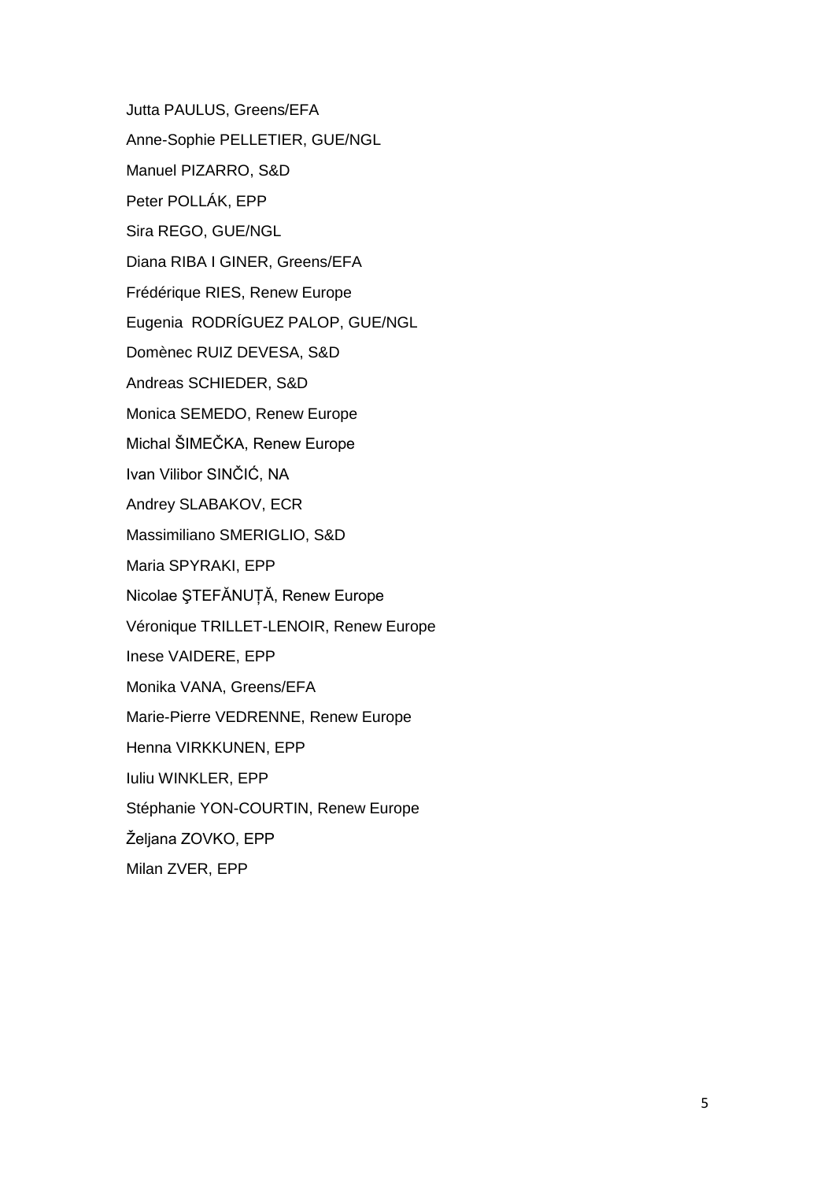Jutta PAULUS, Greens/EFA

Anne-Sophie PELLETIER, GUE/NGL

Manuel PIZARRO, S&D

Peter POLLÁK, EPP

Sira REGO, GUE/NGL

Diana RIBA I GINER, Greens/EFA

Frédérique RIES, Renew Europe

Eugenia  RODRÍGUEZ PALOP, GUE/NGL

Domènec RUIZ DEVESA, S&D

Andreas SCHIEDER, S&D

Monica SEMEDO, Renew Europe

Michal ŠIMEČKA, Renew Europe

Ivan Vilibor SINČIĆ, NA

Andrey SLABAKOV, ECR

Massimiliano SMERIGLIO, S&D

Maria SPYRAKI, EPP

Nicolae ŞTEFĂNUȚĂ, Renew Europe

Véronique TRILLET-LENOIR, Renew Europe

Inese VAIDERE, EPP

Monika VANA, Greens/EFA

Marie-Pierre VEDRENNE, Renew Europe

Henna VIRKKUNEN, EPP

Iuliu WINKLER, EPP

Stéphanie YON-COURTIN, Renew Europe

Željana ZOVKO, EPP

Milan ZVER, EPP